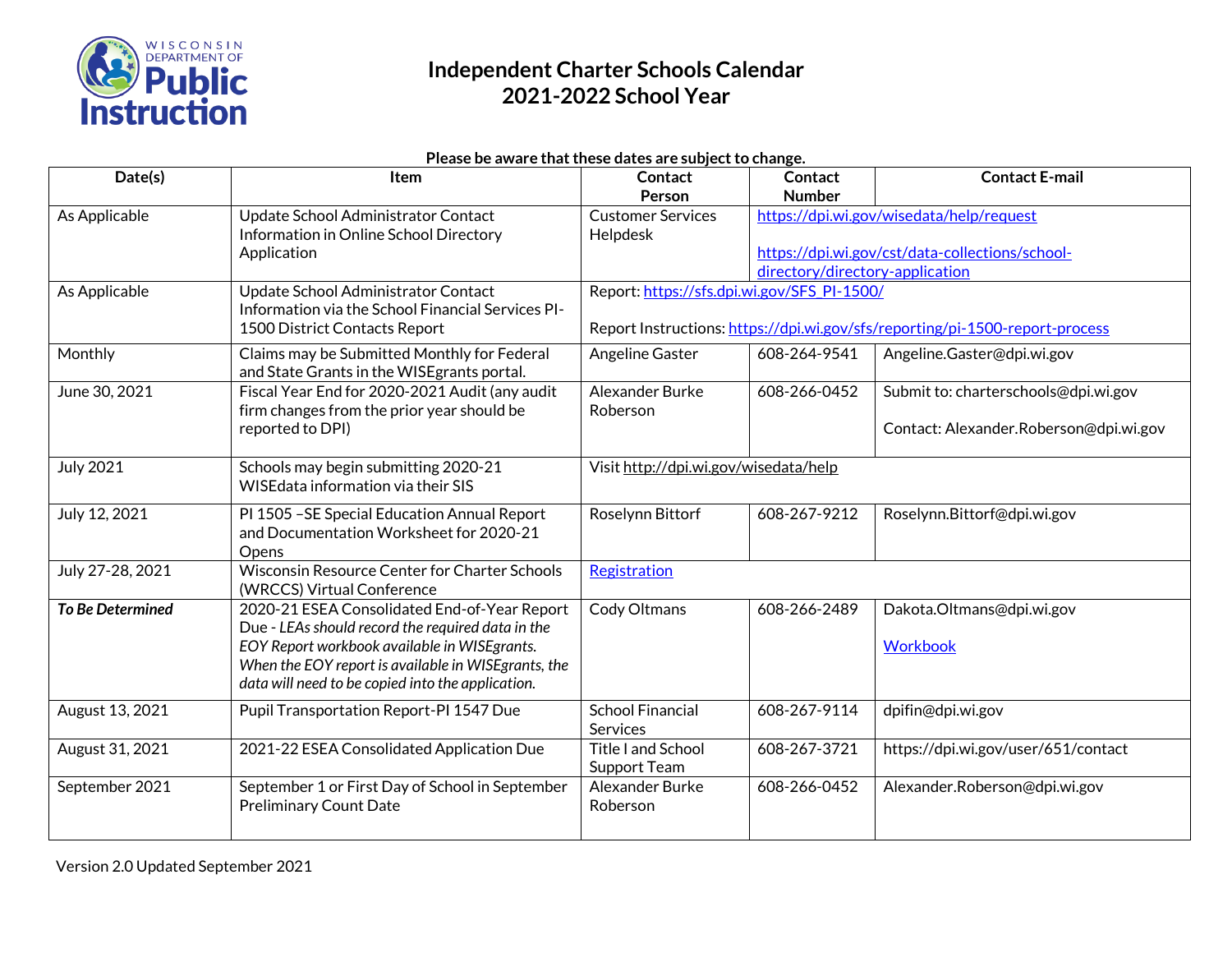# Independent Charter Schools Calendar 2021-2022 School Year

**Please be aware that these dates are subject to change.**

| Date(s) | Item | Contact Person | Contact Number | Contact E-mail |
|---|---|---|---|---|
| As Applicable | Update School Administrator Contact Information in Online School Directory Application | Customer Services Helpdesk | https://dpi.wi.gov/wisedata/help/request<br><br>https://dpi.wi.gov/cst/data-collections/school-directory/directory-application | |
| As Applicable | Update School Administrator Contact Information via the School Financial Services PI-1500 District Contacts Report | Report: https://sfs.dpi.wi.gov/SFS_PI-1500/<br><br>Report Instructions: https://dpi.wi.gov/sfs/reporting/pi-1500-report-process | | |
| Monthly | Claims may be Submitted Monthly for Federal and State Grants in the WISEgrants portal. | Angeline Gaster | 608-264-9541 | Angeline.Gaster@dpi.wi.gov |
| June 30, 2021 | Fiscal Year End for 2020-2021 Audit (any audit firm changes from the prior year should be reported to DPI) | Alexander Burke Roberson | 608-266-0452 | Submit to: charterschools@dpi.wi.gov<br><br>Contact: Alexander.Roberson@dpi.wi.gov |
| July 2021 | Schools may begin submitting 2020-21 WISEdata information via their SIS | Visit http://dpi.wi.gov/wisedata/help | | |
| July 12, 2021 | PI 1505 –SE Special Education Annual Report and Documentation Worksheet for 2020-21 Opens | Roselynn Bittorf | 608-267-9212 | Roselynn.Bittorf@dpi.wi.gov |
| July 27-28, 2021 | Wisconsin Resource Center for Charter Schools (WRCCS) Virtual Conference | Registration | | |
| ***To Be Determined*** | 2020-21 ESEA Consolidated End-of-Year Report Due - *LEAs should record the required data in the EOY Report workbook available in WISEgrants. When the EOY report is available in WISEgrants, the data will need to be copied into the application.* | Cody Oltmans | 608-266-2489 | Dakota.Oltmans@dpi.wi.gov<br><br>Workbook |
| August 13, 2021 | Pupil Transportation Report-PI 1547 Due | School Financial Services | 608-267-9114 | dpifin@dpi.wi.gov |
| August 31, 2021 | 2021-22 ESEA Consolidated Application Due | Title I and School Support Team | 608-267-3721 | https://dpi.wi.gov/user/651/contact |
| September 2021 | September 1 or First Day of School in September Preliminary Count Date | Alexander Burke Roberson | 608-266-0452 | Alexander.Roberson@dpi.wi.gov |

Version 2.0 Updated September 2021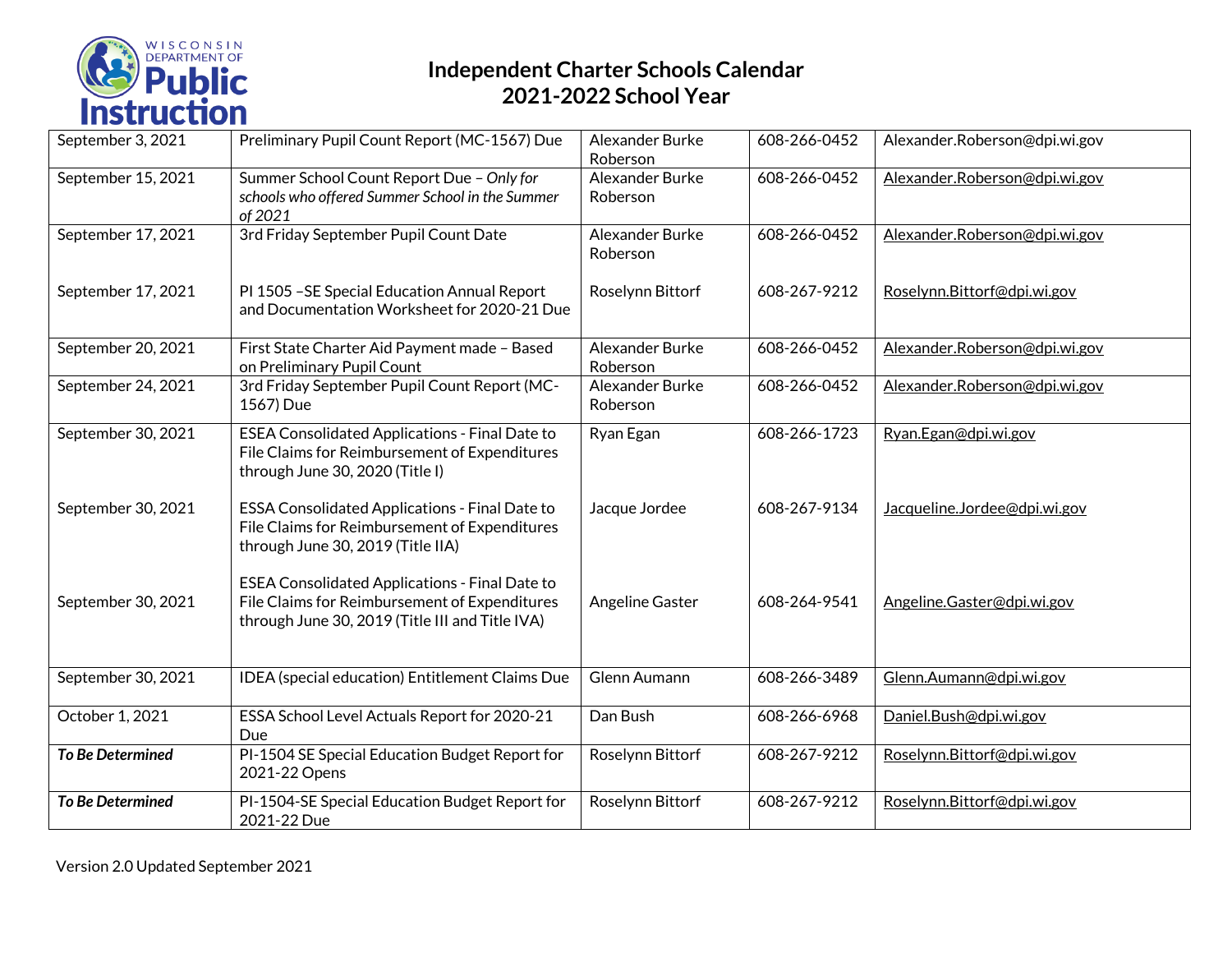# Independent Charter Schools Calendar 2021-2022 School Year

| September 3, 2021 | Preliminary Pupil Count Report (MC-1567) Due | Alexander Burke Roberson | 608-266-0452 | Alexander.Roberson@dpi.wi.gov |
|---|---|---|---|---|
| September 15, 2021 | Summer School Count Report Due – *Only for schools who offered Summer School in the Summer of 2021* | Alexander Burke Roberson | 608-266-0452 | Alexander.Roberson@dpi.wi.gov |
| September 17, 2021 | 3rd Friday September Pupil Count Date | Alexander Burke Roberson | 608-266-0452 | Alexander.Roberson@dpi.wi.gov |
| September 17, 2021 | PI 1505 –SE Special Education Annual Report and Documentation Worksheet for 2020-21 Due | Roselynn Bittorf | 608-267-9212 | Roselynn.Bittorf@dpi.wi.gov |
| September 20, 2021 | First State Charter Aid Payment made – Based on Preliminary Pupil Count | Alexander Burke Roberson | 608-266-0452 | Alexander.Roberson@dpi.wi.gov |
| September 24, 2021 | 3rd Friday September Pupil Count Report (MC-1567) Due | Alexander Burke Roberson | 608-266-0452 | Alexander.Roberson@dpi.wi.gov |
| September 30, 2021 | ESEA Consolidated Applications - Final Date to File Claims for Reimbursement of Expenditures through June 30, 2020 (Title I) | Ryan Egan | 608-266-1723 | Ryan.Egan@dpi.wi.gov |
| September 30, 2021 | ESSA Consolidated Applications - Final Date to File Claims for Reimbursement of Expenditures through June 30, 2019 (Title IIA) | Jacque Jordee | 608-267-9134 | Jacqueline.Jordee@dpi.wi.gov |
| September 30, 2021 | ESEA Consolidated Applications - Final Date to File Claims for Reimbursement of Expenditures through June 30, 2019 (Title III and Title IVA) | Angeline Gaster | 608-264-9541 | Angeline.Gaster@dpi.wi.gov |
| September 30, 2021 | IDEA (special education) Entitlement Claims Due | Glenn Aumann | 608-266-3489 | Glenn.Aumann@dpi.wi.gov |
| October 1, 2021 | ESSA School Level Actuals Report for 2020-21 Due | Dan Bush | 608-266-6968 | Daniel.Bush@dpi.wi.gov |
| ***To Be Determined*** | PI-1504 SE Special Education Budget Report for 2021-22 Opens | Roselynn Bittorf | 608-267-9212 | Roselynn.Bittorf@dpi.wi.gov |
| ***To Be Determined*** | PI-1504-SE Special Education Budget Report for 2021-22 Due | Roselynn Bittorf | 608-267-9212 | Roselynn.Bittorf@dpi.wi.gov |

Version 2.0 Updated September 2021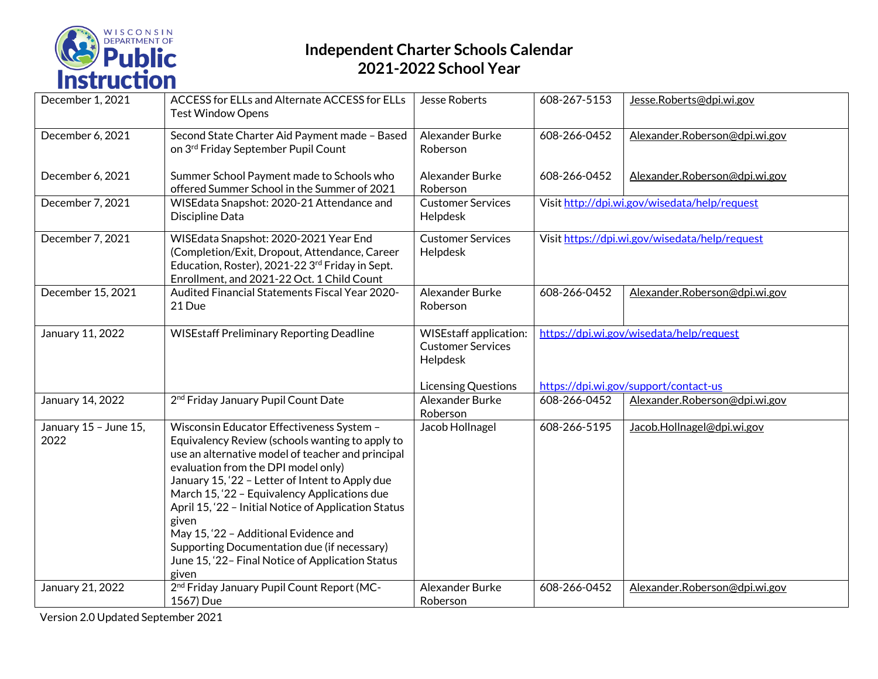# Independent Charter Schools Calendar 2021-2022 School Year

| | | | | |
|---|---|---|---|---|
| December 1, 2021 | ACCESS for ELLs and Alternate ACCESS for ELLs Test Window Opens | Jesse Roberts | 608-267-5153 | Jesse.Roberts@dpi.wi.gov |
| December 6, 2021<br><br>December 6, 2021 | Second State Charter Aid Payment made – Based on 3rd Friday September Pupil Count<br><br>Summer School Payment made to Schools who offered Summer School in the Summer of 2021 | Alexander Burke Roberson<br><br>Alexander Burke Roberson | 608-266-0452<br><br>608-266-0452 | Alexander.Roberson@dpi.wi.gov<br><br>Alexander.Roberson@dpi.wi.gov |
| December 7, 2021 | WISEdata Snapshot: 2020-21 Attendance and Discipline Data | Customer Services Helpdesk | Visit http://dpi.wi.gov/wisedata/help/request | |
| December 7, 2021 | WISEdata Snapshot: 2020-2021 Year End (Completion/Exit, Dropout, Attendance, Career Education, Roster), 2021-22 3rd Friday in Sept. Enrollment, and 2021-22 Oct. 1 Child Count | Customer Services Helpdesk | Visit https://dpi.wi.gov/wisedata/help/request | |
| December 15, 2021 | Audited Financial Statements Fiscal Year 2020-21 Due | Alexander Burke Roberson | 608-266-0452 | Alexander.Roberson@dpi.wi.gov |
| January 11, 2022 | WISEstaff Preliminary Reporting Deadline | WISEstaff application: Customer Services Helpdesk<br><br>Licensing Questions | https://dpi.wi.gov/wisedata/help/request<br><br>https://dpi.wi.gov/support/contact-us | |
| January 14, 2022 | 2nd Friday January Pupil Count Date | Alexander Burke Roberson | 608-266-0452 | Alexander.Roberson@dpi.wi.gov |
| January 15 – June 15, 2022 | Wisconsin Educator Effectiveness System – Equivalency Review (schools wanting to apply to use an alternative model of teacher and principal evaluation from the DPI model only)<br>January 15, '22 – Letter of Intent to Apply due<br>March 15, '22 – Equivalency Applications due<br>April 15, '22 – Initial Notice of Application Status given<br>May 15, '22 – Additional Evidence and Supporting Documentation due (if necessary)<br>June 15, '22– Final Notice of Application Status given | Jacob Hollnagel | 608-266-5195 | Jacob.Hollnagel@dpi.wi.gov |
| January 21, 2022 | 2nd Friday January Pupil Count Report (MC-1567) Due | Alexander Burke Roberson | 608-266-0452 | Alexander.Roberson@dpi.wi.gov |

Version 2.0 Updated September 2021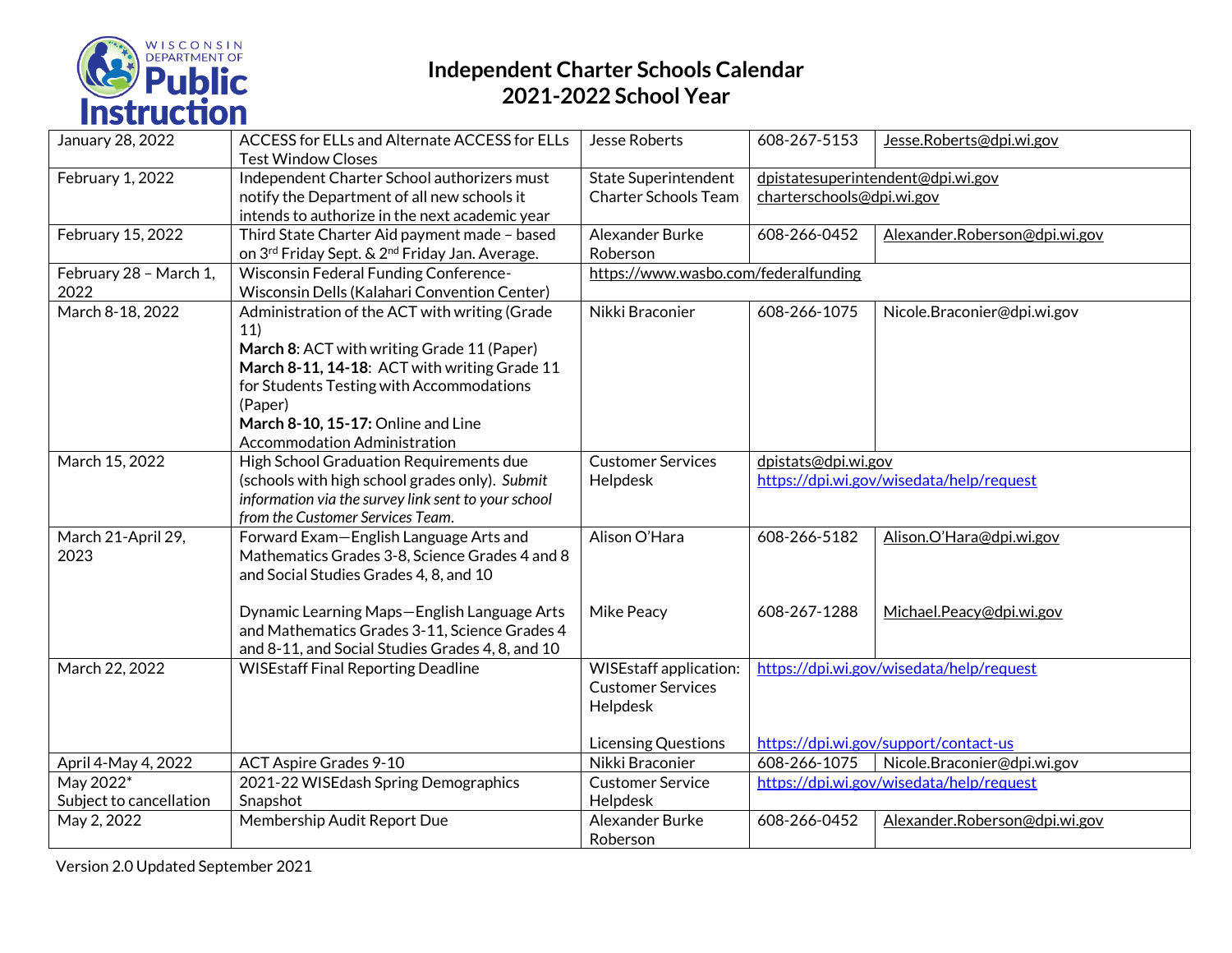# Independent Charter Schools Calendar 2021-2022 School Year

| | | | | |
|---|---|---|---|---|
| January 28, 2022 | ACCESS for ELLs and Alternate ACCESS for ELLs Test Window Closes | Jesse Roberts | 608-267-5153 | Jesse.Roberts@dpi.wi.gov |
| February 1, 2022 | Independent Charter School authorizers must notify the Department of all new schools it intends to authorize in the next academic year | State Superintendent<br>Charter Schools Team | dpistatesuperintendent@dpi.wi.gov<br>charterschools@dpi.wi.gov | |
| February 15, 2022 | Third State Charter Aid payment made – based on 3rd Friday Sept. & 2nd Friday Jan. Average. | Alexander Burke Roberson | 608-266-0452 | Alexander.Roberson@dpi.wi.gov |
| February 28 – March 1, 2022 | Wisconsin Federal Funding Conference-Wisconsin Dells (Kalahari Convention Center) | https://www.wasbo.com/federalfunding | | |
| March 8-18, 2022 | Administration of the ACT with writing (Grade 11)<br>**March 8**: ACT with writing Grade 11 (Paper)<br>**March 8-11, 14-18**: ACT with writing Grade 11 for Students Testing with Accommodations (Paper)<br>**March 8-10, 15-17:** Online and Line Accommodation Administration | Nikki Braconier | 608-266-1075 | Nicole.Braconier@dpi.wi.gov |
| March 15, 2022 | High School Graduation Requirements due (schools with high school grades only). *Submit information via the survey link sent to your school from the Customer Services Team.* | Customer Services Helpdesk | dpistats@dpi.wi.gov<br>https://dpi.wi.gov/wisedata/help/request | |
| March 21-April 29, 2023 | Forward Exam—English Language Arts and Mathematics Grades 3-8, Science Grades 4 and 8 and Social Studies Grades 4, 8, and 10<br><br>Dynamic Learning Maps—English Language Arts and Mathematics Grades 3-11, Science Grades 4 and 8-11, and Social Studies Grades 4, 8, and 10 | Alison O'Hara<br><br>Mike Peacy | 608-266-5182<br><br>608-267-1288 | Alison.O'Hara@dpi.wi.gov<br><br>Michael.Peacy@dpi.wi.gov |
| March 22, 2022 | WISEstaff Final Reporting Deadline | WISEstaff application: Customer Services Helpdesk<br><br>Licensing Questions | https://dpi.wi.gov/wisedata/help/request<br><br>https://dpi.wi.gov/support/contact-us | |
| April 4-May 4, 2022 | ACT Aspire Grades 9-10 | Nikki Braconier | 608-266-1075 | Nicole.Braconier@dpi.wi.gov |
| May 2022*<br>Subject to cancellation | 2021-22 WISEdash Spring Demographics Snapshot | Customer Service Helpdesk | https://dpi.wi.gov/wisedata/help/request | |
| May 2, 2022 | Membership Audit Report Due | Alexander Burke Roberson | 608-266-0452 | Alexander.Roberson@dpi.wi.gov |

Version 2.0 Updated September 2021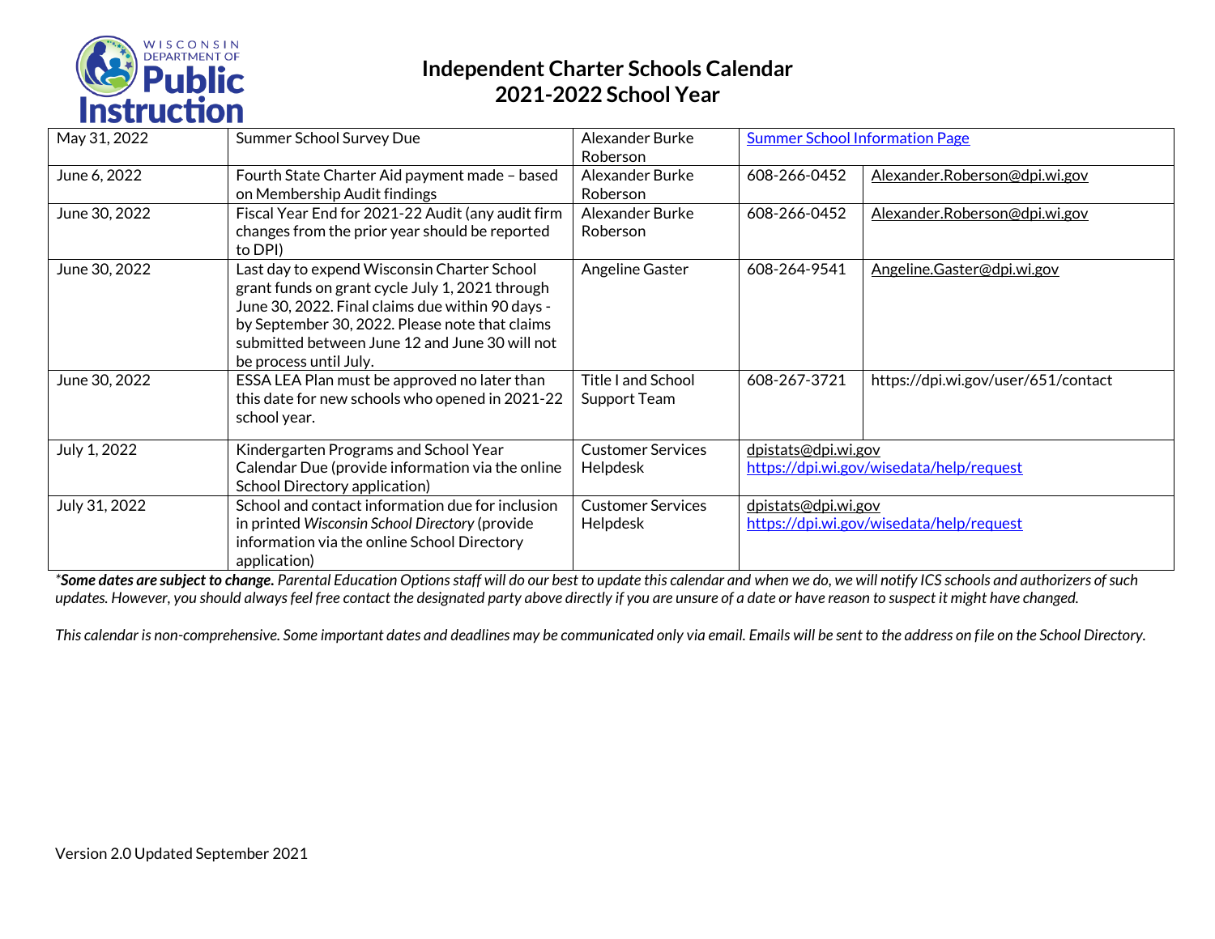# Independent Charter Schools Calendar
## 2021-2022 School Year

| | | | | |
|---|---|---|---|---|
| May 31, 2022 | Summer School Survey Due | Alexander Burke Roberson | Summer School Information Page | |
| June 6, 2022 | Fourth State Charter Aid payment made – based on Membership Audit findings | Alexander Burke Roberson | 608-266-0452 | Alexander.Roberson@dpi.wi.gov |
| June 30, 2022 | Fiscal Year End for 2021-22 Audit (any audit firm changes from the prior year should be reported to DPI) | Alexander Burke Roberson | 608-266-0452 | Alexander.Roberson@dpi.wi.gov |
| June 30, 2022 | Last day to expend Wisconsin Charter School grant funds on grant cycle July 1, 2021 through June 30, 2022. Final claims due within 90 days - by September 30, 2022. Please note that claims submitted between June 12 and June 30 will not be process until July. | Angeline Gaster | 608-264-9541 | Angeline.Gaster@dpi.wi.gov |
| June 30, 2022 | ESSA LEA Plan must be approved no later than this date for new schools who opened in 2021-22 school year. | Title I and School Support Team | 608-267-3721 | https://dpi.wi.gov/user/651/contact |
| July 1, 2022 | Kindergarten Programs and School Year Calendar Due (provide information via the online School Directory application) | Customer Services Helpdesk | dpistats@dpi.wi.gov https://dpi.wi.gov/wisedata/help/request | |
| July 31, 2022 | School and contact information due for inclusion in printed *Wisconsin School Directory* (provide information via the online School Directory application) | Customer Services Helpdesk | dpistats@dpi.wi.gov https://dpi.wi.gov/wisedata/help/request | |

*\*__Some dates are subject to change.__ Parental Education Options staff will do our best to update this calendar and when we do, we will notify ICS schools and authorizers of such updates. However, you should always feel free contact the designated party above directly if you are unsure of a date or have reason to suspect it might have changed.*

*This calendar is non-comprehensive. Some important dates and deadlines may be communicated only via email. Emails will be sent to the address on file on the School Directory.*

Version 2.0 Updated September 2021